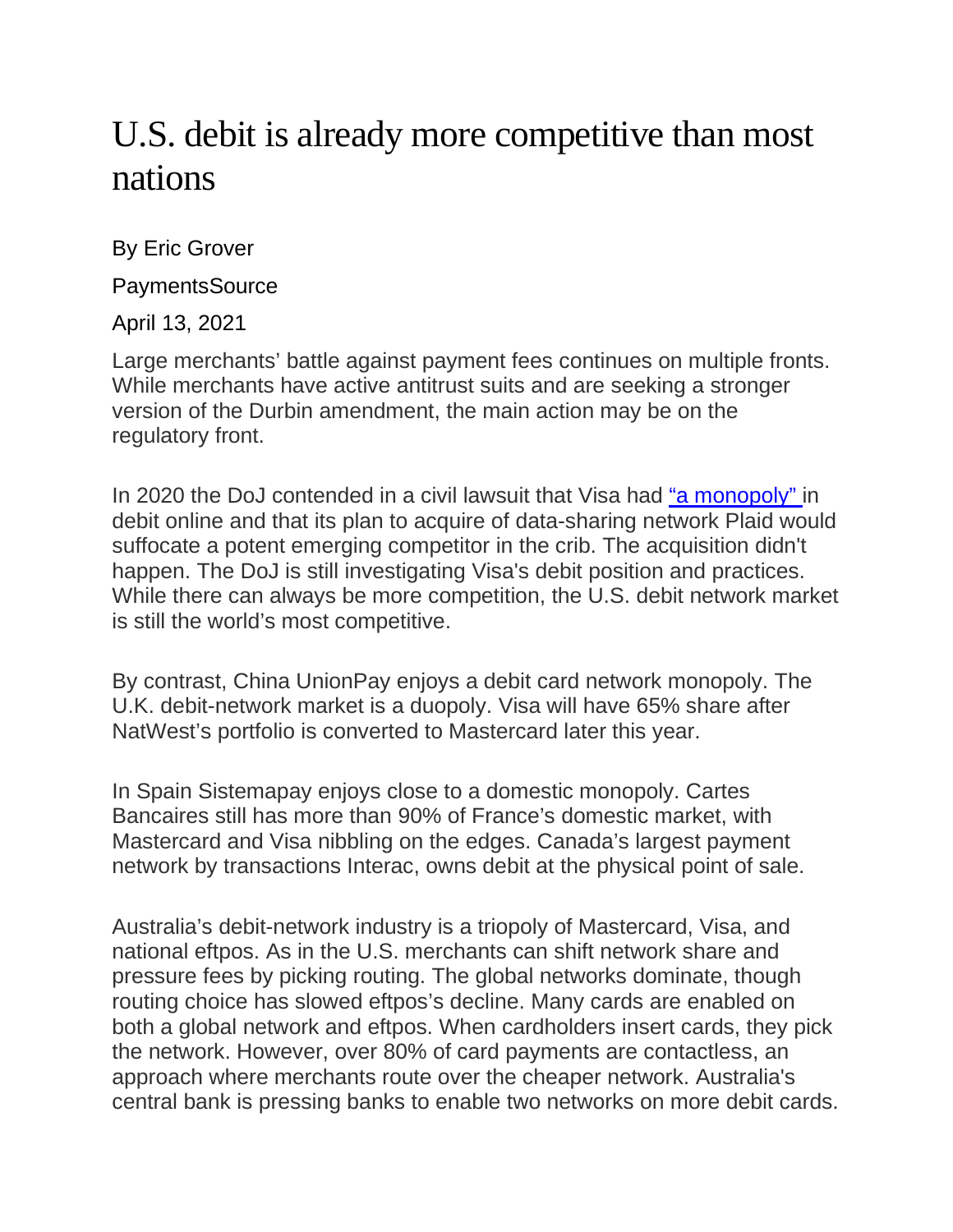# U.S. debit is already more competitive than most nations

By Eric Grover

PaymentsSource

April 13, 2021

Large merchants' battle against payment fees continues on multiple fronts. While merchants have active antitrust suits and are seeking a stronger version of the Durbin amendment, the main action may be on the regulatory front.

In 2020 the DoJ contended in a civil lawsuit that Visa had "a monopoly" in debit online and that its plan to acquire of data-sharing network Plaid would suffocate a potent emerging competitor in the crib. The acquisition didn't happen. The DoJ is still investigating Visa's debit position and practices. While there can always be more competition, the U.S. debit network market is still the world's most competitive.

By contrast, China UnionPay enjoys a debit card network monopoly. The U.K. debit-network market is a duopoly. Visa will have 65% share after NatWest's portfolio is converted to Mastercard later this year.

In Spain Sistemapay enjoys close to a domestic monopoly. Cartes Bancaires still has more than 90% of France's domestic market, with Mastercard and Visa nibbling on the edges. Canada's largest payment network by transactions Interac, owns debit at the physical point of sale.

Australia's debit-network industry is a triopoly of Mastercard, Visa, and national eftpos. As in the U.S. merchants can shift network share and pressure fees by picking routing. The global networks dominate, though routing choice has slowed eftpos's decline. Many cards are enabled on both a global network and eftpos. When cardholders insert cards, they pick the network. However, over 80% of card payments are contactless, an approach where merchants route over the cheaper network. Australia's central bank is pressing banks to enable two networks on more debit cards.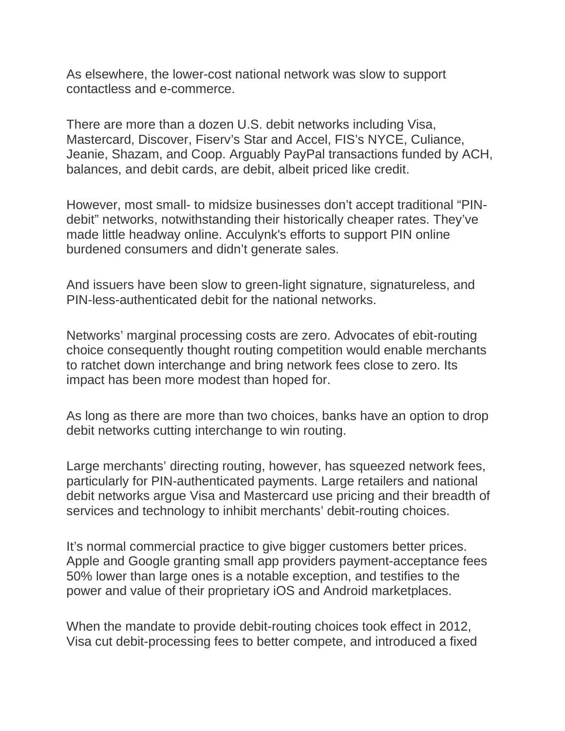As elsewhere, the lower-cost national network was slow to support contactless and e-commerce.

There are more than a dozen U.S. debit networks including Visa, Mastercard, Discover, Fiserv’s Star and Accel, FIS’s NYCE, Culiance, Jeanie, Shazam, and Coop. Arguably PayPal transactions funded by ACH, balances, and debit cards, are debit, albeit priced like credit.

However, most small- to midsize businesses don’t accept traditional “PIN-debit” networks, notwithstanding their historically cheaper rates. They’ve made little headway online. Acculynk's efforts to support PIN online burdened consumers and didn’t generate sales.

And issuers have been slow to green-light signature, signatureless, and PIN-less-authenticated debit for the national networks.

Networks’ marginal processing costs are zero. Advocates of ebit-routing choice consequently thought routing competition would enable merchants to ratchet down interchange and bring network fees close to zero. Its impact has been more modest than hoped for.

As long as there are more than two choices, banks have an option to drop debit networks cutting interchange to win routing.

Large merchants’ directing routing, however, has squeezed network fees, particularly for PIN-authenticated payments. Large retailers and national debit networks argue Visa and Mastercard use pricing and their breadth of services and technology to inhibit merchants’ debit-routing choices.

It’s normal commercial practice to give bigger customers better prices. Apple and Google granting small app providers payment-acceptance fees 50% lower than large ones is a notable exception, and testifies to the power and value of their proprietary iOS and Android marketplaces.

When the mandate to provide debit-routing choices took effect in 2012, Visa cut debit-processing fees to better compete, and introduced a fixed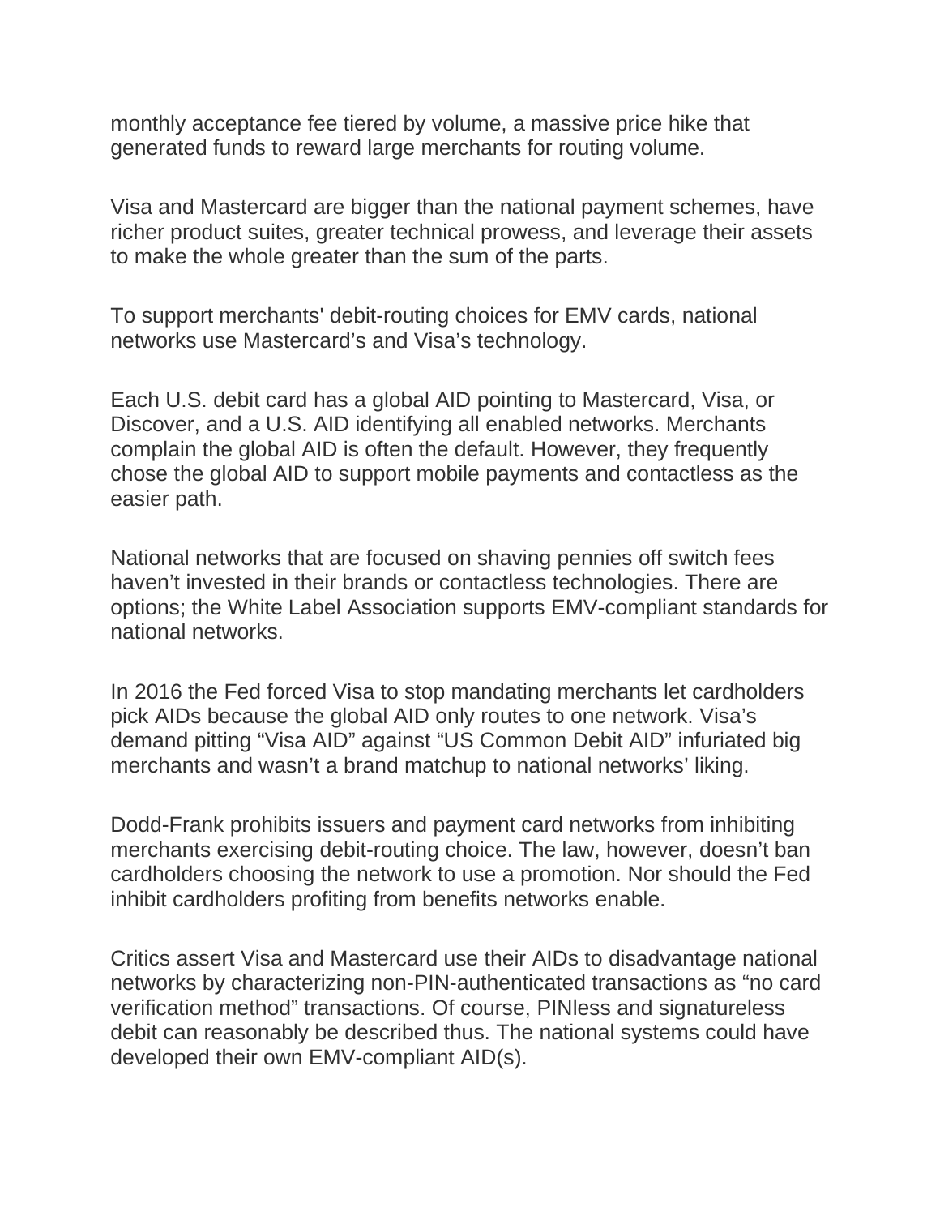monthly acceptance fee tiered by volume, a massive price hike that generated funds to reward large merchants for routing volume.

Visa and Mastercard are bigger than the national payment schemes, have richer product suites, greater technical prowess, and leverage their assets to make the whole greater than the sum of the parts.

To support merchants' debit-routing choices for EMV cards, national networks use Mastercard's and Visa's technology.

Each U.S. debit card has a global AID pointing to Mastercard, Visa, or Discover, and a U.S. AID identifying all enabled networks. Merchants complain the global AID is often the default. However, they frequently chose the global AID to support mobile payments and contactless as the easier path.

National networks that are focused on shaving pennies off switch fees haven't invested in their brands or contactless technologies. There are options; the White Label Association supports EMV-compliant standards for national networks.

In 2016 the Fed forced Visa to stop mandating merchants let cardholders pick AIDs because the global AID only routes to one network. Visa's demand pitting "Visa AID" against "US Common Debit AID" infuriated big merchants and wasn't a brand matchup to national networks' liking.

Dodd-Frank prohibits issuers and payment card networks from inhibiting merchants exercising debit-routing choice. The law, however, doesn't ban cardholders choosing the network to use a promotion. Nor should the Fed inhibit cardholders profiting from benefits networks enable.

Critics assert Visa and Mastercard use their AIDs to disadvantage national networks by characterizing non-PIN-authenticated transactions as "no card verification method" transactions. Of course, PINless and signatureless debit can reasonably be described thus. The national systems could have developed their own EMV-compliant AID(s).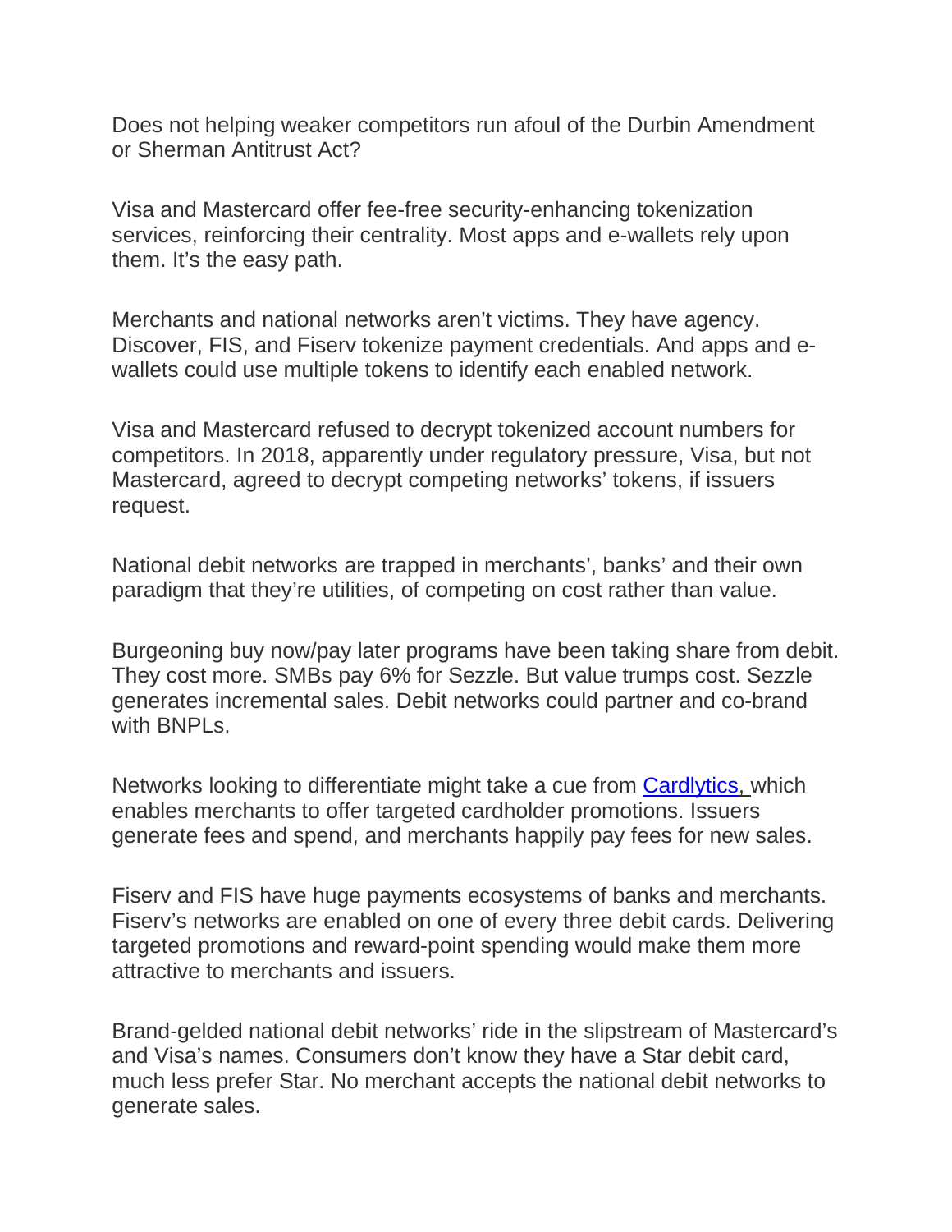Does not helping weaker competitors run afoul of the Durbin Amendment or Sherman Antitrust Act?

Visa and Mastercard offer fee-free security-enhancing tokenization services, reinforcing their centrality. Most apps and e-wallets rely upon them. It's the easy path.

Merchants and national networks aren't victims. They have agency. Discover, FIS, and Fiserv tokenize payment credentials. And apps and e-wallets could use multiple tokens to identify each enabled network.

Visa and Mastercard refused to decrypt tokenized account numbers for competitors. In 2018, apparently under regulatory pressure, Visa, but not Mastercard, agreed to decrypt competing networks' tokens, if issuers request.

National debit networks are trapped in merchants', banks' and their own paradigm that they're utilities, of competing on cost rather than value.

Burgeoning buy now/pay later programs have been taking share from debit. They cost more. SMBs pay 6% for Sezzle. But value trumps cost. Sezzle generates incremental sales. Debit networks could partner and co-brand with BNPLs.

Networks looking to differentiate might take a cue from [Cardlytics,](Cardlytics) which enables merchants to offer targeted cardholder promotions. Issuers generate fees and spend, and merchants happily pay fees for new sales.

Fiserv and FIS have huge payments ecosystems of banks and merchants. Fiserv's networks are enabled on one of every three debit cards. Delivering targeted promotions and reward-point spending would make them more attractive to merchants and issuers.

Brand-gelded national debit networks' ride in the slipstream of Mastercard's and Visa's names. Consumers don't know they have a Star debit card, much less prefer Star. No merchant accepts the national debit networks to generate sales.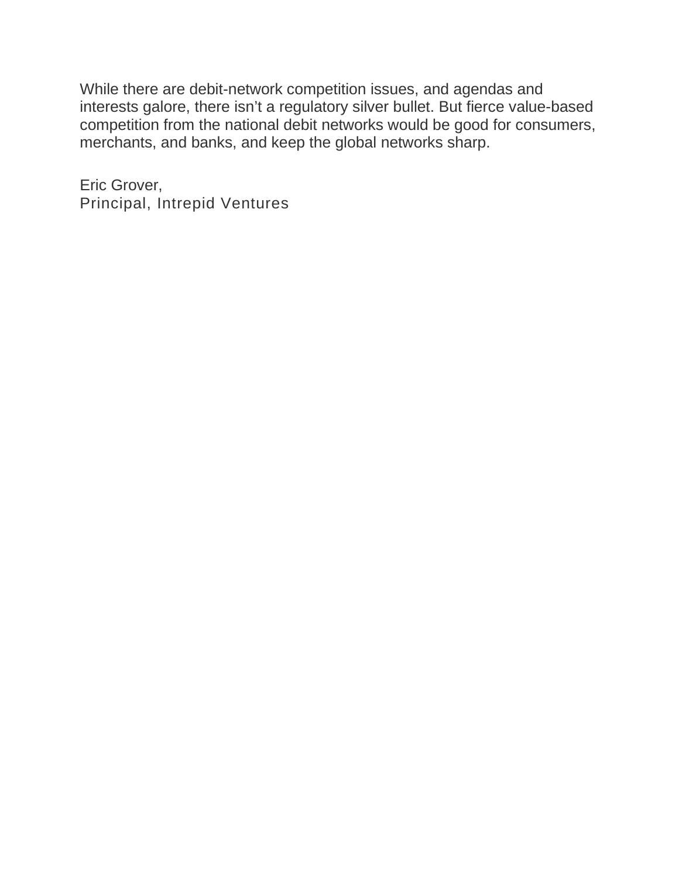While there are debit-network competition issues, and agendas and interests galore, there isn’t a regulatory silver bullet. But fierce value-based competition from the national debit networks would be good for consumers, merchants, and banks, and keep the global networks sharp.

Eric Grover,
Principal, Intrepid Ventures